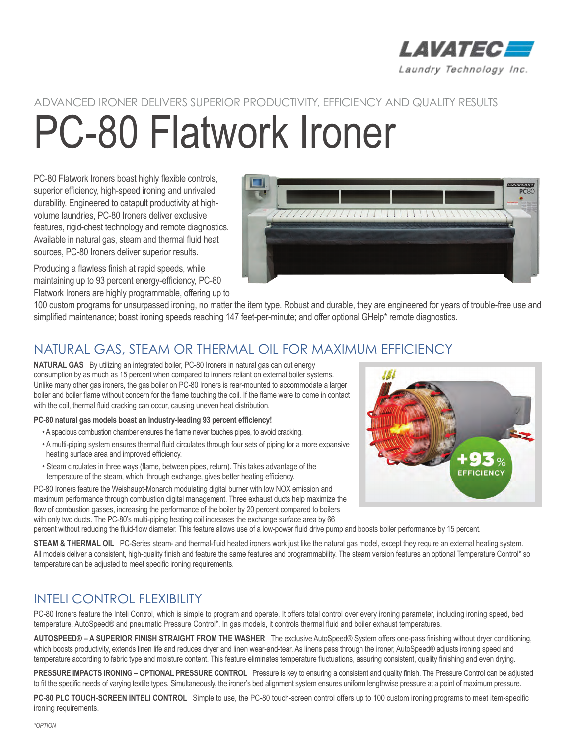ADVANCED IRONER DELIVERS SUPERIOR PRODUCTIVITY, EFFICIENCY AND QUALITY RESULTS

# PC-80 Flatwork Ironer

PC-80 Flatwork Ironers boast highly flexible controls, superior efficiency, high-speed ironing and unrivaled durability. Engineered to catapult productivity at high-volume laundries, PC-80 Ironers deliver exclusive features, rigid-chest technology and remote diagnostics. Available in natural gas, steam and thermal fluid heat sources, PC-80 Ironers deliver superior results.

Producing a flawless finish at rapid speeds, while maintaining up to 93 percent energy-efficiency, PC-80 Flatwork Ironers are highly programmable, offering up to 100 custom programs for unsurpassed ironing, no matter the item type. Robust and durable, they are engineered for years of trouble-free use and simplified maintenance; boast ironing speeds reaching 147 feet-per-minute; and offer optional GHelp* remote diagnostics.

## NATURAL GAS, STEAM OR THERMAL OIL FOR MAXIMUM EFFICIENCY

**NATURAL GAS** By utilizing an integrated boiler, PC-80 Ironers in natural gas can cut energy consumption by as much as 15 percent when compared to ironers reliant on external boiler systems. Unlike many other gas ironers, the gas boiler on PC-80 Ironers is rear-mounted to accommodate a larger boiler and boiler flame without concern for the flame touching the coil. If the flame were to come in contact with the coil, thermal fluid cracking can occur, causing uneven heat distribution.

**PC-80 natural gas models boast an industry-leading 93 percent efficiency!**

- A spacious combustion chamber ensures the flame never touches pipes, to avoid cracking.
- A multi-piping system ensures thermal fluid circulates through four sets of piping for a more expansive heating surface area and improved efficiency.
- Steam circulates in three ways (flame, between pipes, return). This takes advantage of the temperature of the steam, which, through exchange, gives better heating efficiency.

PC-80 Ironers feature the Weishaupt-Monarch modulating digital burner with low NOX emission and maximum performance through combustion digital management. Three exhaust ducts help maximize the flow of combustion gasses, increasing the performance of the boiler by 20 percent compared to boilers with only two ducts. The PC-80's multi-piping heating coil increases the exchange surface area by 66 percent without reducing the fluid-flow diameter. This feature allows use of a low-power fluid drive pump and boosts boiler performance by 15 percent.

**STEAM & THERMAL OIL** PC-Series steam- and thermal-fluid heated ironers work just like the natural gas model, except they require an external heating system. All models deliver a consistent, high-quality finish and feature the same features and programmability. The steam version features an optional Temperature Control* so temperature can be adjusted to meet specific ironing requirements.

## INTELI CONTROL FLEXIBILITY

PC-80 Ironers feature the Inteli Control, which is simple to program and operate. It offers total control over every ironing parameter, including ironing speed, bed temperature, AutoSpeed® and pneumatic Pressure Control*. In gas models, it controls thermal fluid and boiler exhaust temperatures.

**AUTOSPEED® – A SUPERIOR FINISH STRAIGHT FROM THE WASHER** The exclusive AutoSpeed® System offers one-pass finishing without dryer conditioning, which boosts productivity, extends linen life and reduces dryer and linen wear-and-tear. As linens pass through the ironer, AutoSpeed® adjusts ironing speed and temperature according to fabric type and moisture content. This feature eliminates temperature fluctuations, assuring consistent, quality finishing and even drying.

**PRESSURE IMPACTS IRONING – OPTIONAL PRESSURE CONTROL** Pressure is key to ensuring a consistent and quality finish. The Pressure Control can be adjusted to fit the specific needs of varying textile types. Simultaneously, the ironer's bed alignment system ensures uniform lengthwise pressure at a point of maximum pressure.

**PC-80 PLC TOUCH-SCREEN INTELI CONTROL** Simple to use, the PC-80 touch-screen control offers up to 100 custom ironing programs to meet item-specific ironing requirements.

*OPTION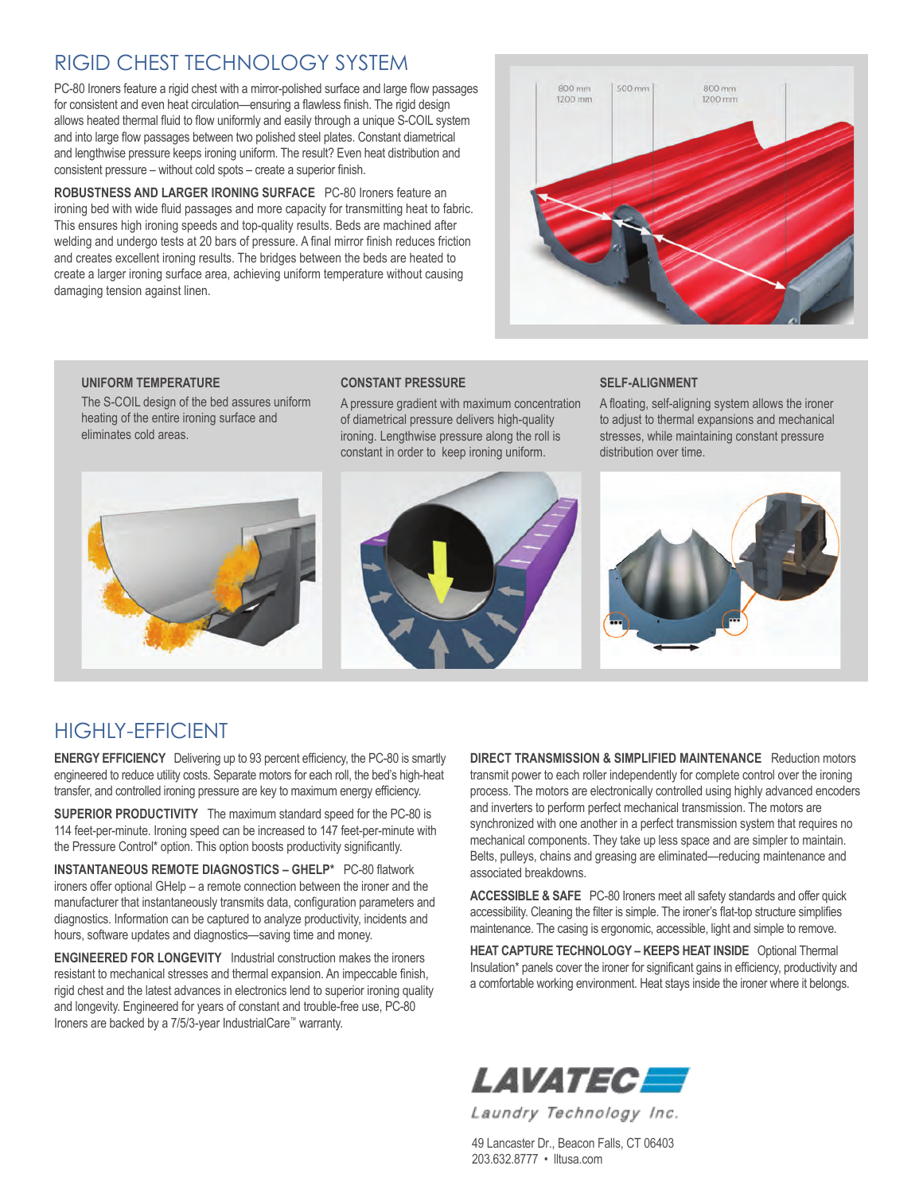## RIGID CHEST TECHNOLOGY SYSTEM

PC-80 Ironers feature a rigid chest with a mirror-polished surface and large flow passages for consistent and even heat circulation—ensuring a flawless finish. The rigid design allows heated thermal fluid to flow uniformly and easily through a unique S-COIL system and into large flow passages between two polished steel plates. Constant diametrical and lengthwise pressure keeps ironing uniform. The result? Even heat distribution and consistent pressure – without cold spots – create a superior finish.

**ROBUSTNESS AND LARGER IRONING SURFACE** PC-80 Ironers feature an ironing bed with wide fluid passages and more capacity for transmitting heat to fabric. This ensures high ironing speeds and top-quality results. Beds are machined after welding and undergo tests at 20 bars of pressure. A final mirror finish reduces friction and creates excellent ironing results. The bridges between the beds are heated to create a larger ironing surface area, achieving uniform temperature without causing damaging tension against linen.

800 mm
1200 mm
500 mm
800 mm
1200 mm

**UNIFORM TEMPERATURE**

The S-COIL design of the bed assures uniform heating of the entire ironing surface and eliminates cold areas.

**CONSTANT PRESSURE**

A pressure gradient with maximum concentration of diametrical pressure delivers high-quality ironing. Lengthwise pressure along the roll is constant in order to keep ironing uniform.

**SELF-ALIGNMENT**

A floating, self-aligning system allows the ironer to adjust to thermal expansions and mechanical stresses, while maintaining constant pressure distribution over time.

## HIGHLY-EFFICIENT

**ENERGY EFFICIENCY** Delivering up to 93 percent efficiency, the PC-80 is smartly engineered to reduce utility costs. Separate motors for each roll, the bed's high-heat transfer, and controlled ironing pressure are key to maximum energy efficiency.

**SUPERIOR PRODUCTIVITY** The maximum standard speed for the PC-80 is 114 feet-per-minute. Ironing speed can be increased to 147 feet-per-minute with the Pressure Control* option. This option boosts productivity significantly.

**INSTANTANEOUS REMOTE DIAGNOSTICS – GHELP*** PC-80 flatwork ironers offer optional GHelp – a remote connection between the ironer and the manufacturer that instantaneously transmits data, configuration parameters and diagnostics. Information can be captured to analyze productivity, incidents and hours, software updates and diagnostics—saving time and money.

**ENGINEERED FOR LONGEVITY** Industrial construction makes the ironers resistant to mechanical stresses and thermal expansion. An impeccable finish, rigid chest and the latest advances in electronics lend to superior ironing quality and longevity. Engineered for years of constant and trouble-free use, PC-80 Ironers are backed by a 7/5/3-year IndustrialCare™ warranty.

**DIRECT TRANSMISSION & SIMPLIFIED MAINTENANCE** Reduction motors transmit power to each roller independently for complete control over the ironing process. The motors are electronically controlled using highly advanced encoders and inverters to perform perfect mechanical transmission. The motors are synchronized with one another in a perfect transmission system that requires no mechanical components. They take up less space and are simpler to maintain. Belts, pulleys, chains and greasing are eliminated—reducing maintenance and associated breakdowns.

**ACCESSIBLE & SAFE** PC-80 Ironers meet all safety standards and offer quick accessibility. Cleaning the filter is simple. The ironer's flat-top structure simplifies maintenance. The casing is ergonomic, accessible, light and simple to remove.

**HEAT CAPTURE TECHNOLOGY – KEEPS HEAT INSIDE** Optional Thermal Insulation* panels cover the ironer for significant gains in efficiency, productivity and a comfortable working environment. Heat stays inside the ironer where it belongs.

LAVATEC
Laundry Technology Inc.

49 Lancaster Dr., Beacon Falls, CT 06403
203.632.8777 • lltusa.com